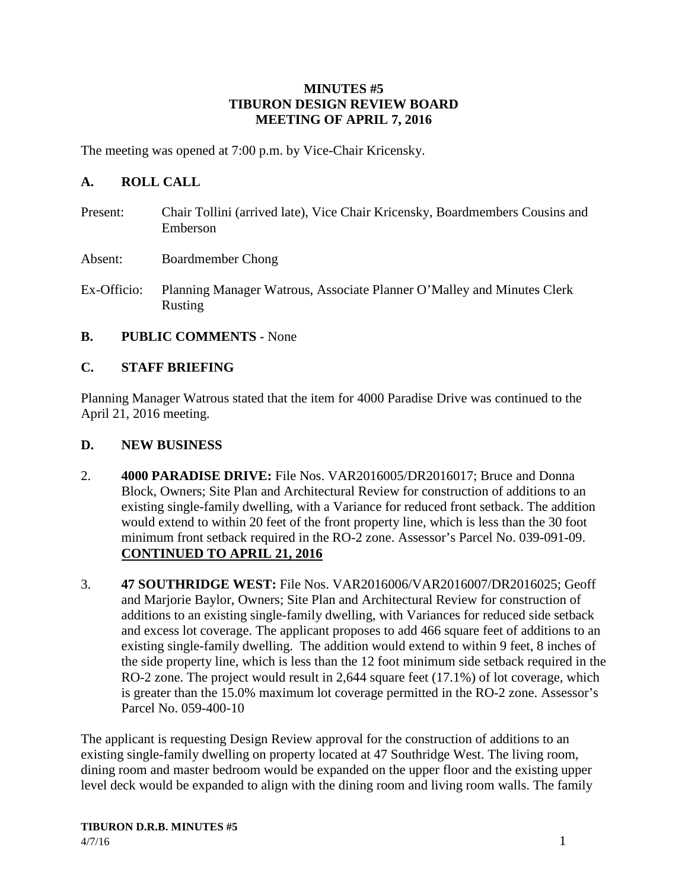**MINUTES #5**
**TIBURON DESIGN REVIEW BOARD**
**MEETING OF APRIL 7, 2016**

The meeting was opened at 7:00 p.m. by Vice-Chair Kricensky.

## A. ROLL CALL

Present: Chair Tollini (arrived late), Vice Chair Kricensky, Boardmembers Cousins and Emberson

Absent: Boardmember Chong

Ex-Officio: Planning Manager Watrous, Associate Planner O'Malley and Minutes Clerk Rusting

## B. PUBLIC COMMENTS - None

## C. STAFF BRIEFING

Planning Manager Watrous stated that the item for 4000 Paradise Drive was continued to the April 21, 2016 meeting.

## D. NEW BUSINESS

2. **4000 PARADISE DRIVE:** File Nos. VAR2016005/DR2016017; Bruce and Donna Block, Owners; Site Plan and Architectural Review for construction of additions to an existing single-family dwelling, with a Variance for reduced front setback. The addition would extend to within 20 feet of the front property line, which is less than the 30 foot minimum front setback required in the RO-2 zone. Assessor's Parcel No. 039-091-09. **CONTINUED TO APRIL 21, 2016**

3. **47 SOUTHRIDGE WEST:** File Nos. VAR2016006/VAR2016007/DR2016025; Geoff and Marjorie Baylor, Owners; Site Plan and Architectural Review for construction of additions to an existing single-family dwelling, with Variances for reduced side setback and excess lot coverage. The applicant proposes to add 466 square feet of additions to an existing single-family dwelling. The addition would extend to within 9 feet, 8 inches of the side property line, which is less than the 12 foot minimum side setback required in the RO-2 zone. The project would result in 2,644 square feet (17.1%) of lot coverage, which is greater than the 15.0% maximum lot coverage permitted in the RO-2 zone. Assessor's Parcel No. 059-400-10

The applicant is requesting Design Review approval for the construction of additions to an existing single-family dwelling on property located at 47 Southridge West. The living room, dining room and master bedroom would be expanded on the upper floor and the existing upper level deck would be expanded to align with the dining room and living room walls. The family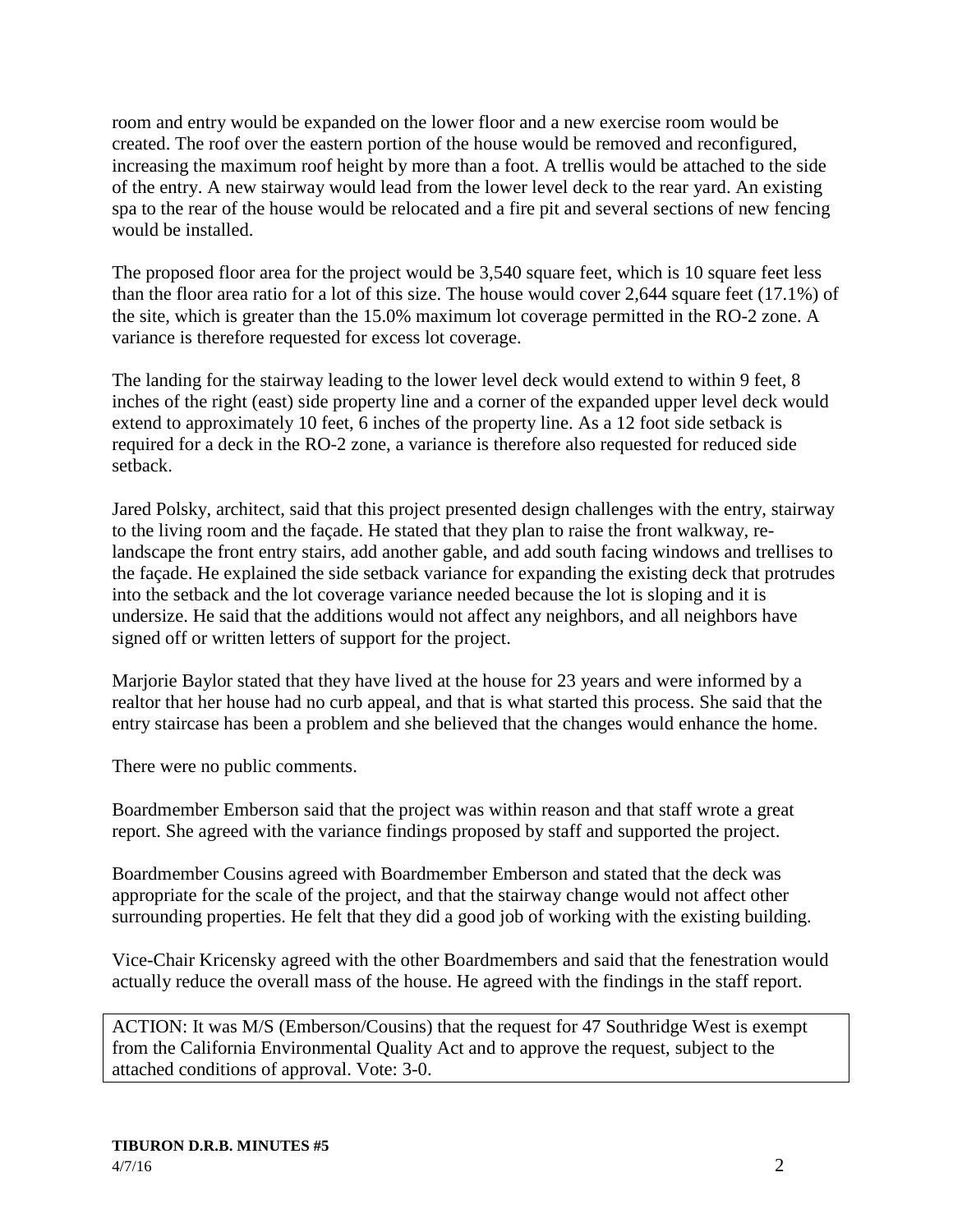room and entry would be expanded on the lower floor and a new exercise room would be created. The roof over the eastern portion of the house would be removed and reconfigured, increasing the maximum roof height by more than a foot. A trellis would be attached to the side of the entry. A new stairway would lead from the lower level deck to the rear yard. An existing spa to the rear of the house would be relocated and a fire pit and several sections of new fencing would be installed.

The proposed floor area for the project would be 3,540 square feet, which is 10 square feet less than the floor area ratio for a lot of this size. The house would cover 2,644 square feet (17.1%) of the site, which is greater than the 15.0% maximum lot coverage permitted in the RO-2 zone. A variance is therefore requested for excess lot coverage.

The landing for the stairway leading to the lower level deck would extend to within 9 feet, 8 inches of the right (east) side property line and a corner of the expanded upper level deck would extend to approximately 10 feet, 6 inches of the property line. As a 12 foot side setback is required for a deck in the RO-2 zone, a variance is therefore also requested for reduced side setback.

Jared Polsky, architect, said that this project presented design challenges with the entry, stairway to the living room and the façade. He stated that they plan to raise the front walkway, re-landscape the front entry stairs, add another gable, and add south facing windows and trellises to the façade. He explained the side setback variance for expanding the existing deck that protrudes into the setback and the lot coverage variance needed because the lot is sloping and it is undersize. He said that the additions would not affect any neighbors, and all neighbors have signed off or written letters of support for the project.

Marjorie Baylor stated that they have lived at the house for 23 years and were informed by a realtor that her house had no curb appeal, and that is what started this process. She said that the entry staircase has been a problem and she believed that the changes would enhance the home.

There were no public comments.

Boardmember Emberson said that the project was within reason and that staff wrote a great report. She agreed with the variance findings proposed by staff and supported the project.

Boardmember Cousins agreed with Boardmember Emberson and stated that the deck was appropriate for the scale of the project, and that the stairway change would not affect other surrounding properties. He felt that they did a good job of working with the existing building.

Vice-Chair Kricensky agreed with the other Boardmembers and said that the fenestration would actually reduce the overall mass of the house. He agreed with the findings in the staff report.

ACTION: It was M/S (Emberson/Cousins) that the request for 47 Southridge West is exempt from the California Environmental Quality Act and to approve the request, subject to the attached conditions of approval. Vote: 3-0.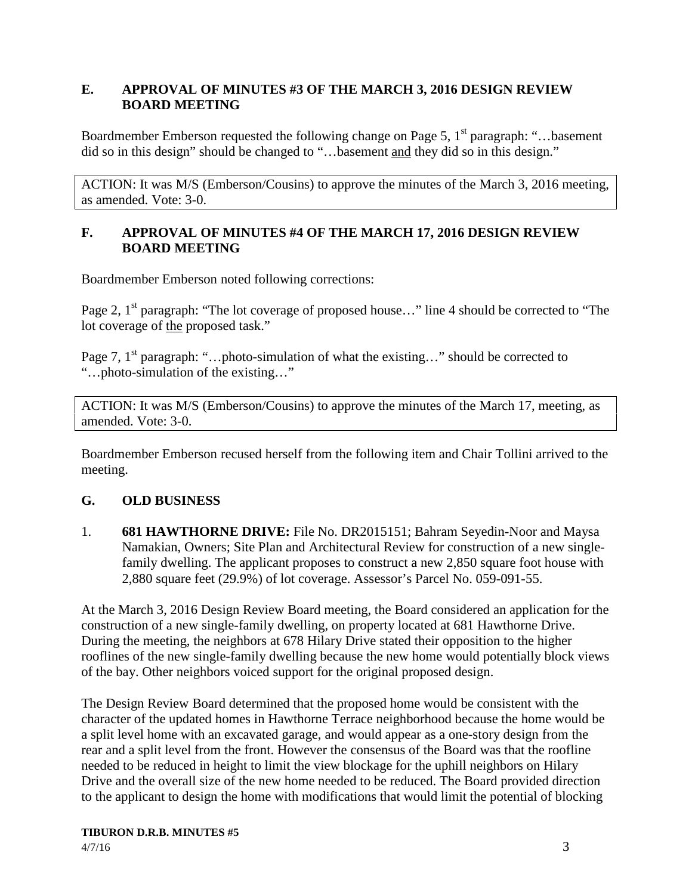## E. APPROVAL OF MINUTES #3 OF THE MARCH 3, 2016 DESIGN REVIEW BOARD MEETING

Boardmember Emberson requested the following change on Page 5, 1st paragraph: "…basement did so in this design" should be changed to "…basement <u>and</u> they did so in this design."

ACTION: It was M/S (Emberson/Cousins) to approve the minutes of the March 3, 2016 meeting, as amended. Vote: 3-0.

## F. APPROVAL OF MINUTES #4 OF THE MARCH 17, 2016 DESIGN REVIEW BOARD MEETING

Boardmember Emberson noted following corrections:

Page 2, 1st paragraph: "The lot coverage of proposed house…" line 4 should be corrected to "The lot coverage of <u>the</u> proposed task."

Page 7, 1st paragraph: "…photo-simulation of what the existing…" should be corrected to "…photo-simulation of the existing…"

ACTION: It was M/S (Emberson/Cousins) to approve the minutes of the March 17, meeting, as amended. Vote: 3-0.

Boardmember Emberson recused herself from the following item and Chair Tollini arrived to the meeting.

## G. OLD BUSINESS

1. **681 HAWTHORNE DRIVE:** File No. DR2015151; Bahram Seyedin-Noor and Maysa Namakian, Owners; Site Plan and Architectural Review for construction of a new single-family dwelling. The applicant proposes to construct a new 2,850 square foot house with 2,880 square feet (29.9%) of lot coverage. Assessor's Parcel No. 059-091-55.

At the March 3, 2016 Design Review Board meeting, the Board considered an application for the construction of a new single-family dwelling, on property located at 681 Hawthorne Drive. During the meeting, the neighbors at 678 Hilary Drive stated their opposition to the higher rooflines of the new single-family dwelling because the new home would potentially block views of the bay. Other neighbors voiced support for the original proposed design.

The Design Review Board determined that the proposed home would be consistent with the character of the updated homes in Hawthorne Terrace neighborhood because the home would be a split level home with an excavated garage, and would appear as a one-story design from the rear and a split level from the front. However the consensus of the Board was that the roofline needed to be reduced in height to limit the view blockage for the uphill neighbors on Hilary Drive and the overall size of the new home needed to be reduced. The Board provided direction to the applicant to design the home with modifications that would limit the potential of blocking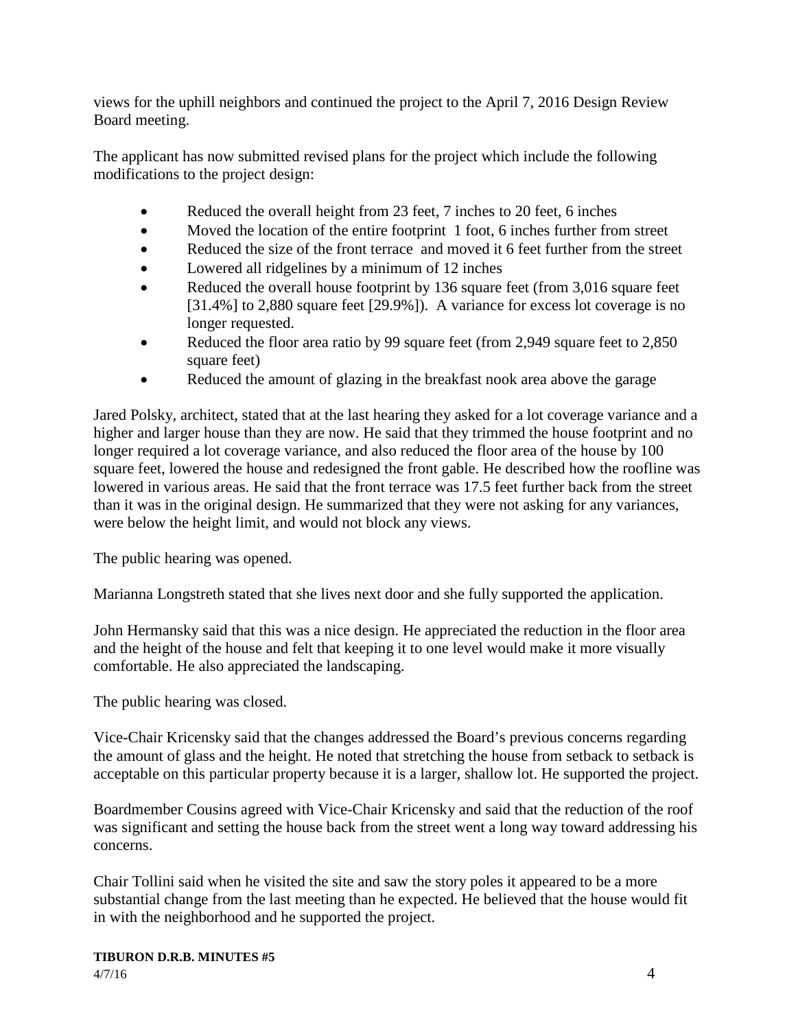views for the uphill neighbors and continued the project to the April 7, 2016 Design Review Board meeting.

The applicant has now submitted revised plans for the project which include the following modifications to the project design:

- Reduced the overall height from 23 feet, 7 inches to 20 feet, 6 inches
- Moved the location of the entire footprint 1 foot, 6 inches further from street
- Reduced the size of the front terrace and moved it 6 feet further from the street
- Lowered all ridgelines by a minimum of 12 inches
- Reduced the overall house footprint by 136 square feet (from 3,016 square feet [31.4%] to 2,880 square feet [29.9%]). A variance for excess lot coverage is no longer requested.
- Reduced the floor area ratio by 99 square feet (from 2,949 square feet to 2,850 square feet)
- Reduced the amount of glazing in the breakfast nook area above the garage

Jared Polsky, architect, stated that at the last hearing they asked for a lot coverage variance and a higher and larger house than they are now. He said that they trimmed the house footprint and no longer required a lot coverage variance, and also reduced the floor area of the house by 100 square feet, lowered the house and redesigned the front gable. He described how the roofline was lowered in various areas. He said that the front terrace was 17.5 feet further back from the street than it was in the original design. He summarized that they were not asking for any variances, were below the height limit, and would not block any views.

The public hearing was opened.

Marianna Longstreth stated that she lives next door and she fully supported the application.

John Hermansky said that this was a nice design. He appreciated the reduction in the floor area and the height of the house and felt that keeping it to one level would make it more visually comfortable. He also appreciated the landscaping.

The public hearing was closed.

Vice-Chair Kricensky said that the changes addressed the Board's previous concerns regarding the amount of glass and the height. He noted that stretching the house from setback to setback is acceptable on this particular property because it is a larger, shallow lot. He supported the project.

Boardmember Cousins agreed with Vice-Chair Kricensky and said that the reduction of the roof was significant and setting the house back from the street went a long way toward addressing his concerns.

Chair Tollini said when he visited the site and saw the story poles it appeared to be a more substantial change from the last meeting than he expected. He believed that the house would fit in with the neighborhood and he supported the project.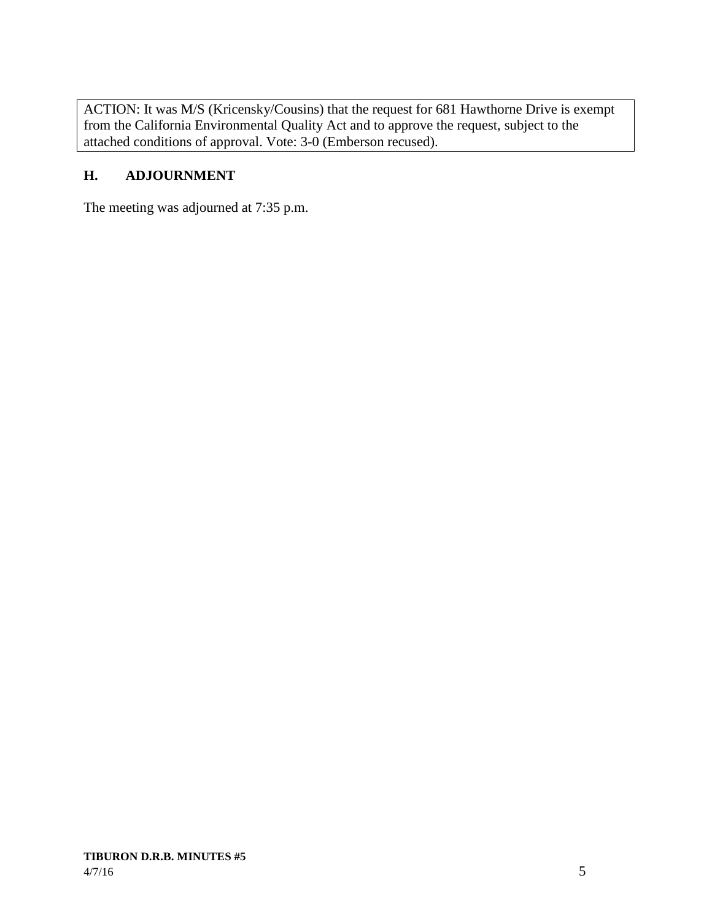ACTION: It was M/S (Kricensky/Cousins) that the request for 681 Hawthorne Drive is exempt from the California Environmental Quality Act and to approve the request, subject to the attached conditions of approval. Vote: 3-0 (Emberson recused).

## H. ADJOURNMENT

The meeting was adjourned at 7:35 p.m.